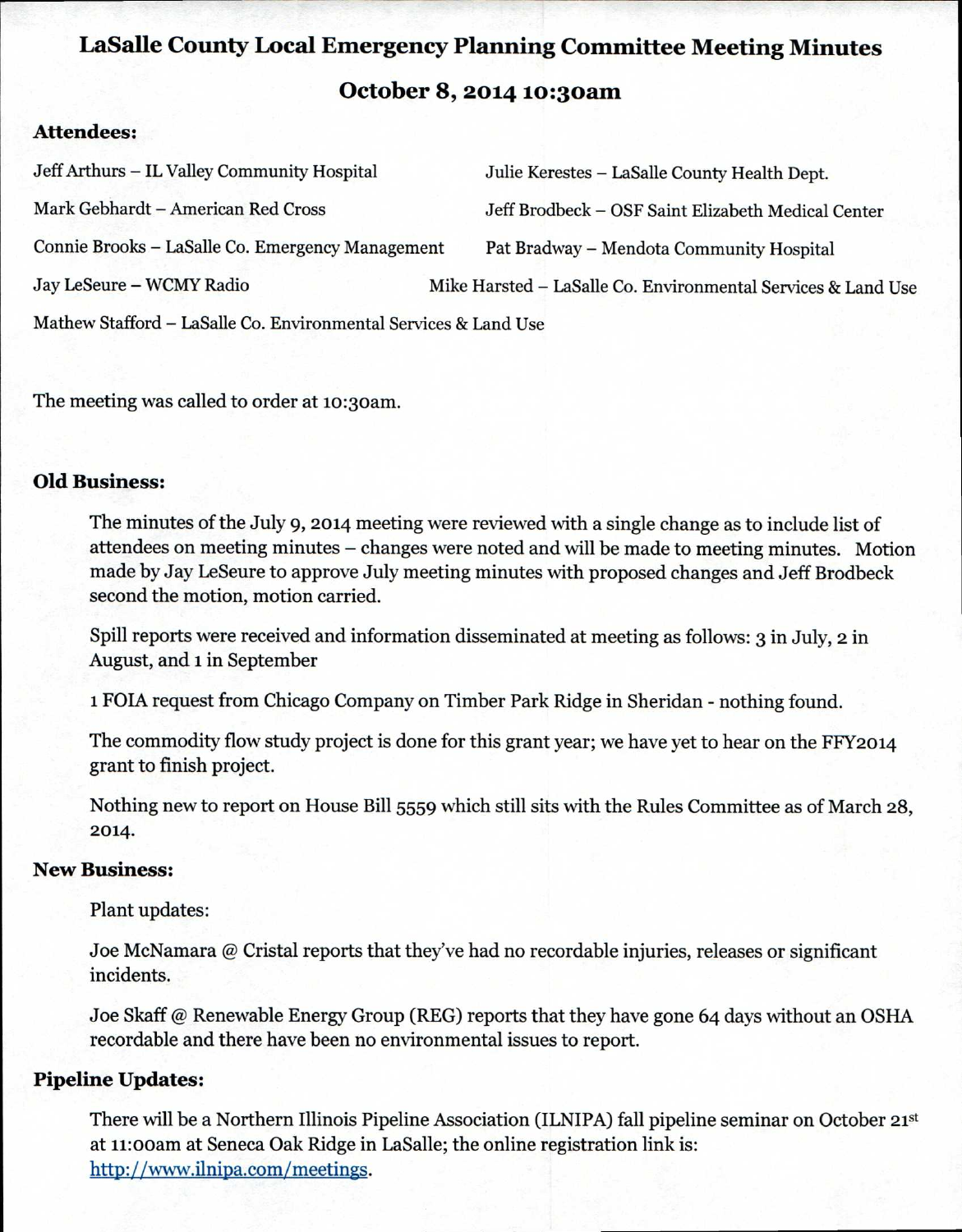# LaSalle County Local Emergency Planning Committee Meeting Minutes

## October 8, 2014 10:30am

### Attendees:

Jeff Arthurs – IL Valley Community Hospital

Julie Kerestes – LaSalle County Health Dept.

Mark Gebhardt – American Red Cross

Jeff Brodbeck – OSF Saint Elizabeth Medical Center

Connie Brooks – LaSalle Co. Emergency Management

Pat Bradway – Mendota Community Hospital

Jay LeSeure – WCMY Radio

Mike Harsted – LaSalle Co. Environmental Services & Land Use

Mathew Stafford – LaSalle Co. Environmental Services & Land Use

The meeting was called to order at 10:30am.

### Old Business:

The minutes of the July 9, 2014 meeting were reviewed with a single change as to include list of attendees on meeting minutes – changes were noted and will be made to meeting minutes. Motion made by Jay LeSeure to approve July meeting minutes with proposed changes and Jeff Brodbeck second the motion, motion carried.

Spill reports were received and information disseminated at meeting as follows: 3 in July, 2 in August, and 1 in September

1 FOIA request from Chicago Company on Timber Park Ridge in Sheridan - nothing found.

The commodity flow study project is done for this grant year; we have yet to hear on the FFY2014 grant to finish project.

Nothing new to report on House Bill 5559 which still sits with the Rules Committee as of March 28, 2014.

### New Business:

Plant updates:

Joe McNamara @ Cristal reports that they've had no recordable injuries, releases or significant incidents.

Joe Skaff @ Renewable Energy Group (REG) reports that they have gone 64 days without an OSHA recordable and there have been no environmental issues to report.

### Pipeline Updates:

There will be a Northern Illinois Pipeline Association (ILNIPA) fall pipeline seminar on October 21st at 11:00am at Seneca Oak Ridge in LaSalle; the online registration link is: http://www.ilnipa.com/meetings.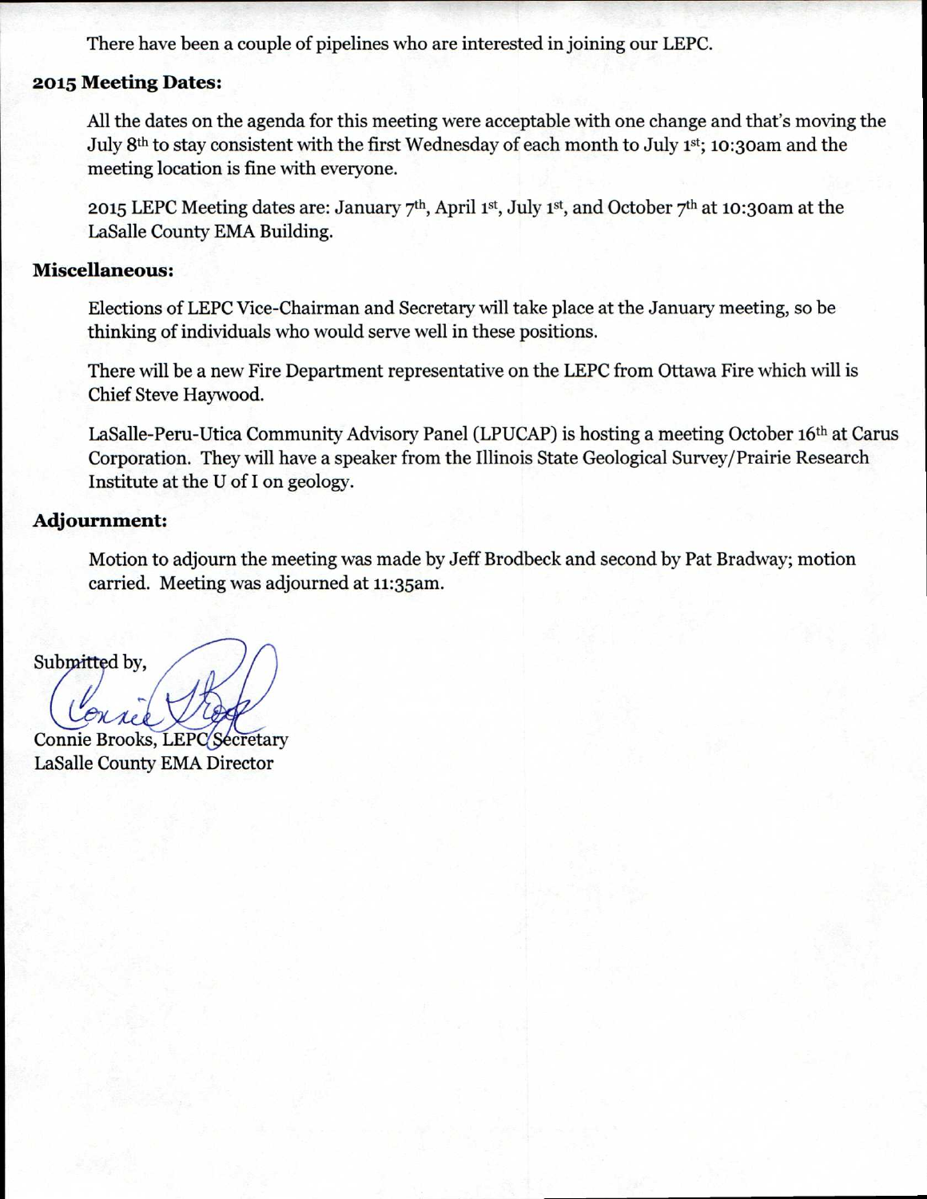There have been a couple of pipelines who are interested in joining our LEPC.

**2015 Meeting Dates:**

All the dates on the agenda for this meeting were acceptable with one change and that's moving the July 8th to stay consistent with the first Wednesday of each month to July 1st; 10:30am and the meeting location is fine with everyone.

2015 LEPC Meeting dates are: January 7th, April 1st, July 1st, and October 7th at 10:30am at the LaSalle County EMA Building.

**Miscellaneous:**

Elections of LEPC Vice-Chairman and Secretary will take place at the January meeting, so be thinking of individuals who would serve well in these positions.

There will be a new Fire Department representative on the LEPC from Ottawa Fire which will is Chief Steve Haywood.

LaSalle-Peru-Utica Community Advisory Panel (LPUCAP) is hosting a meeting October 16th at Carus Corporation. They will have a speaker from the Illinois State Geological Survey/Prairie Research Institute at the U of I on geology.

**Adjournment:**

Motion to adjourn the meeting was made by Jeff Brodbeck and second by Pat Bradway; motion carried. Meeting was adjourned at 11:35am.

Submitted by,

Connie Brooks, LEPC Secretary
LaSalle County EMA Director